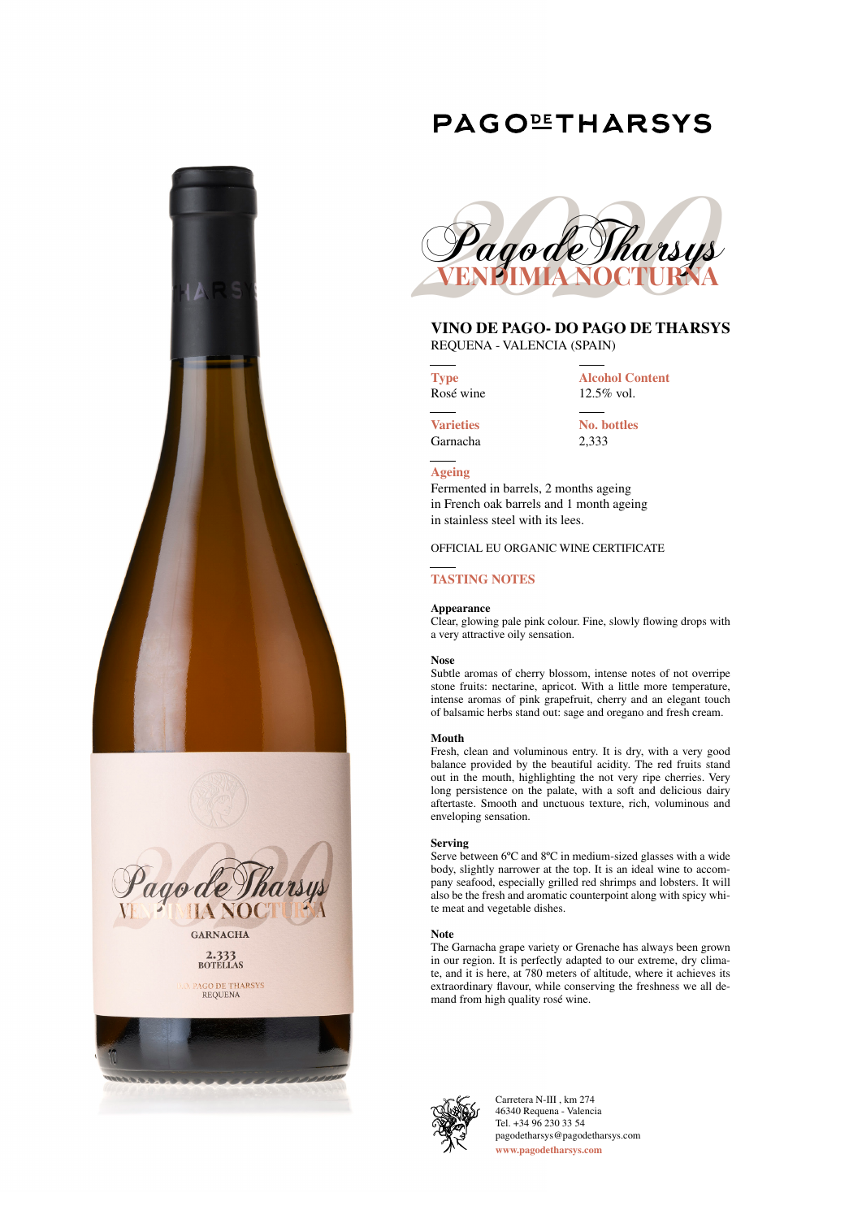# PAGO DE THARSYS

## Pago de Tharsys 2020 VENDIMIA NOCTURNA

### VINO DE PAGO- DO PAGO DE THARSYS

REQUENA - VALENCIA (SPAIN)

**Type**
Rosé wine

**Alcohol Content**
12.5% vol.

**Varieties**
Garnacha

**No. bottles**
2,333

**Ageing**
Fermented in barrels, 2 months ageing in French oak barrels and 1 month ageing in stainless steel with its lees.

OFFICIAL EU ORGANIC WINE CERTIFICATE

### TASTING NOTES

**Appearance**
Clear, glowing pale pink colour. Fine, slowly flowing drops with a very attractive oily sensation.

**Nose**
Subtle aromas of cherry blossom, intense notes of not overripe stone fruits: nectarine, apricot. With a little more temperature, intense aromas of pink grapefruit, cherry and an elegant touch of balsamic herbs stand out: sage and oregano and fresh cream.

**Mouth**
Fresh, clean and voluminous entry. It is dry, with a very good balance provided by the beautiful acidity. The red fruits stand out in the mouth, highlighting the not very ripe cherries. Very long persistence on the palate, with a soft and delicious dairy aftertaste. Smooth and unctuous texture, rich, voluminous and enveloping sensation.

**Serving**
Serve between 6ºC and 8ºC in medium-sized glasses with a wide body, slightly narrower at the top. It is an ideal wine to accompany seafood, especially grilled red shrimps and lobsters. It will also be the fresh and aromatic counterpoint along with spicy white meat and vegetable dishes.

**Note**
The Garnacha grape variety or Grenache has always been grown in our region. It is perfectly adapted to our extreme, dry climate, and it is here, at 780 meters of altitude, where it achieves its extraordinary flavour, while conserving the freshness we all demand from high quality rosé wine.

Carretera N-III , km 274
46340 Requena - Valencia
Tel. +34 96 230 33 54
pagodetharsys@pagodetharsys.com
www.pagodetharsys.com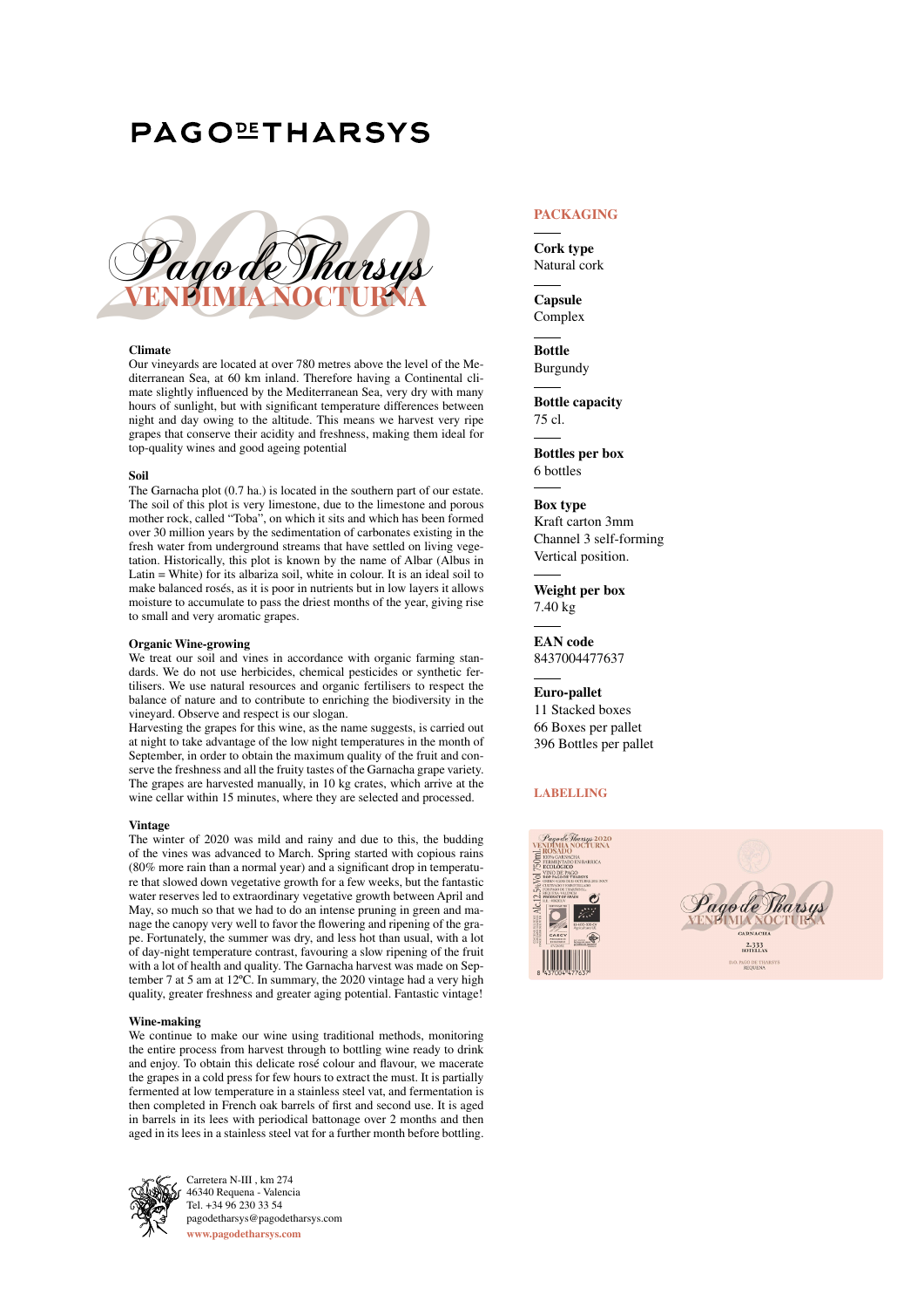# PAGO DE THARSYS

## Pago de Tharsys 2020
## VENDIMIA NOCTURNA

### Climate

Our vineyards are located at over 780 metres above the level of the Mediterranean Sea, at 60 km inland. Therefore having a Continental climate slightly influenced by the Mediterranean Sea, very dry with many hours of sunlight, but with significant temperature differences between night and day owing to the altitude. This means we harvest very ripe grapes that conserve their acidity and freshness, making them ideal for top-quality wines and good ageing potential

### Soil

The Garnacha plot (0.7 ha.) is located in the southern part of our estate. The soil of this plot is very limestone, due to the limestone and porous mother rock, called "Toba", on which it sits and which has been formed over 30 million years by the sedimentation of carbonates existing in the fresh water from underground streams that have settled on living vegetation. Historically, this plot is known by the name of Albar (Albus in Latin = White) for its albariza soil, white in colour. It is an ideal soil to make balanced rosés, as it is poor in nutrients but in low layers it allows moisture to accumulate to pass the driest months of the year, giving rise to small and very aromatic grapes.

### Organic Wine-growing

We treat our soil and vines in accordance with organic farming standards. We do not use herbicides, chemical pesticides or synthetic fertilisers. We use natural resources and organic fertilisers to respect the balance of nature and to contribute to enriching the biodiversity in the vineyard. Observe and respect is our slogan.
Harvesting the grapes for this wine, as the name suggests, is carried out at night to take advantage of the low night temperatures in the month of September, in order to obtain the maximum quality of the fruit and conserve the freshness and all the fruity tastes of the Garnacha grape variety. The grapes are harvested manually, in 10 kg crates, which arrive at the wine cellar within 15 minutes, where they are selected and processed.

### Vintage

The winter of 2020 was mild and rainy and due to this, the budding of the vines was advanced to March. Spring started with copious rains (80% more rain than a normal year) and a significant drop in temperature that slowed down vegetative growth for a few weeks, but the fantastic water reserves led to extraordinary vegetative growth between April and May, so much so that we had to do an intense pruning in green and manage the canopy very well to favor the flowering and ripening of the grape. Fortunately, the summer was dry, and less hot than usual, with a lot of day-night temperature contrast, favouring a slow ripening of the fruit with a lot of health and quality. The Garnacha harvest was made on September 7 at 5 am at 12ºC. In summary, the 2020 vintage had a very high quality, greater freshness and greater aging potential. Fantastic vintage!

### Wine-making

We continue to make our wine using traditional methods, monitoring the entire process from harvest through to bottling wine ready to drink and enjoy. To obtain this delicate rosé colour and flavour, we macerate the grapes in a cold press for few hours to extract the must. It is partially fermented at low temperature in a stainless steel vat, and fermentation is then completed in French oak barrels of first and second use. It is aged in barrels in its lees with periodical battonage over 2 months and then aged in its lees in a stainless steel vat for a further month before bottling.

## PACKAGING

**Cork type**
Natural cork

**Capsule**
Complex

**Bottle**
Burgundy

**Bottle capacity**
75 cl.

**Bottles per box**
6 bottles

**Box type**
Kraft carton 3mm
Channel 3 self-forming
Vertical position.

**Weight per box**
7.40 kg

**EAN code**
8437004477637

**Euro-pallet**
11 Stacked boxes
66 Boxes per pallet
396 Bottles per pallet

## LABELLING

Pago de Tharsys 2020
VENDIMIA NOCTURNA
ROSADO
Alc.12,5%Vol 750ml
VINO DE PAGO
CAECV
8 437004 477637

Pago de Tharsys 2020
VENDIMIA NOCTURNA
GARNACHA
2.333
BOTELLAS
D.O. PAGO DE THARSYS
REQUENA

Carretera N-III , km 274
46340 Requena - Valencia
Tel. +34 96 230 33 54
pagodetharsys@pagodetharsys.com
www.pagodetharsys.com